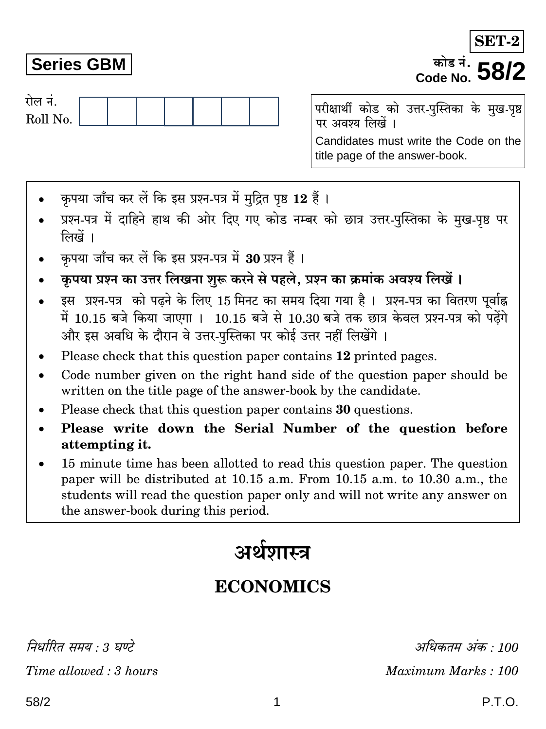**SET-2**

**Series GBM**

कोड नं.
Code No. **58/2**

रोल नं.
Roll No. | | | | | | | |

परीक्षार्थी कोड को उत्तर-पुस्तिका के मुख-पृष्ठ पर अवश्य लिखें ।

Candidates must write the Code on the title page of the answer-book.

- कृपया जाँच कर लें कि इस प्रश्न-पत्र में मुद्रित पृष्ठ **12** हैं ।
- प्रश्न-पत्र में दाहिने हाथ की ओर दिए गए कोड नम्बर को छात्र उत्तर-पुस्तिका के मुख-पृष्ठ पर लिखें ।
- कृपया जाँच कर लें कि इस प्रश्न-पत्र में **30** प्रश्न हैं ।
- **कृपया प्रश्न का उत्तर लिखना शुरू करने से पहले, प्रश्न का क्रमांक अवश्य लिखें ।**
- इस प्रश्न-पत्र को पढ़ने के लिए 15 मिनट का समय दिया गया है । प्रश्न-पत्र का वितरण पूर्वाह्न में 10.15 बजे किया जाएगा । 10.15 बजे से 10.30 बजे तक छात्र केवल प्रश्न-पत्र को पढ़ेंगे और इस अवधि के दौरान वे उत्तर-पुस्तिका पर कोई उत्तर नहीं लिखेंगे ।
- Please check that this question paper contains **12** printed pages.
- Code number given on the right hand side of the question paper should be written on the title page of the answer-book by the candidate.
- Please check that this question paper contains **30** questions.
- **Please write down the Serial Number of the question before attempting it.**
- 15 minute time has been allotted to read this question paper. The question paper will be distributed at 10.15 a.m. From 10.15 a.m. to 10.30 a.m., the students will read the question paper only and will not write any answer on the answer-book during this period.

# अर्थशास्त्र

# ECONOMICS

*निर्धारित समय : 3 घण्टे* | *अधिकतम अंक : 100*

*Time allowed : 3 hours* | *Maximum Marks : 100*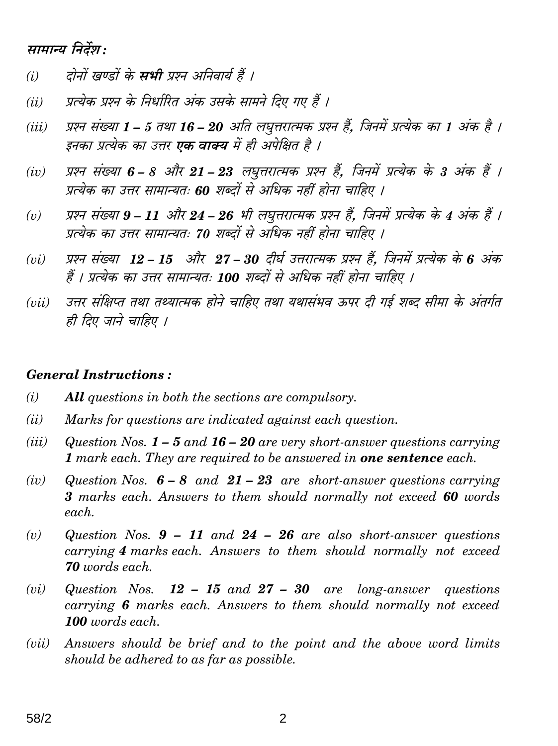***सामान्य निर्देश :***

*(i)* *दोनों खण्डों के* ***सभी*** *प्रश्न अनिवार्य हैं ।*

*(ii)* *प्रत्येक प्रश्न के निर्धारित अंक उसके सामने दिए गए हैं ।*

*(iii)* *प्रश्न संख्या* ***1 – 5*** *तथा* ***16 – 20*** *अति लघुत्तरात्मक प्रश्न हैं, जिनमें प्रत्येक का* ***1*** *अंक है । इनका प्रत्येक का उत्तर* ***एक वाक्य*** *में ही अपेक्षित है ।*

*(iv)* *प्रश्न संख्या* ***6 – 8*** *और* ***21 – 23*** *लघुत्तरात्मक प्रश्न हैं, जिनमें प्रत्येक के* ***3*** *अंक हैं । प्रत्येक का उत्तर सामान्यतः* ***60*** *शब्दों से अधिक नहीं होना चाहिए ।*

*(v)* *प्रश्न संख्या* ***9 – 11*** *और* ***24 – 26*** *भी लघुत्तरात्मक प्रश्न हैं, जिनमें प्रत्येक के* ***4*** *अंक हैं । प्रत्येक का उत्तर सामान्यतः* ***70*** *शब्दों से अधिक नहीं होना चाहिए ।*

*(vi)* *प्रश्न संख्या* ***12 – 15*** *और* ***27 – 30*** *दीर्घ उत्तरात्मक प्रश्न हैं, जिनमें प्रत्येक के* ***6*** *अंक हैं । प्रत्येक का उत्तर सामान्यतः* ***100*** *शब्दों से अधिक नहीं होना चाहिए ।*

*(vii)* *उत्तर संक्षिप्त तथा तथ्यात्मक होने चाहिए तथा यथासंभव ऊपर दी गई शब्द सीमा के अंतर्गत ही दिए जाने चाहिए ।*

***General Instructions :***

*(i)* ***All*** *questions in both the sections are compulsory.*

*(ii)* *Marks for questions are indicated against each question.*

*(iii)* *Question Nos.* ***1 – 5*** *and* ***16 – 20*** *are very short-answer questions carrying* ***1*** *mark each. They are required to be answered in* ***one sentence*** *each.*

*(iv)* *Question Nos.* ***6 – 8*** *and* ***21 – 23*** *are short-answer questions carrying* ***3*** *marks each. Answers to them should normally not exceed* ***60*** *words each.*

*(v)* *Question Nos.* ***9 – 11*** *and* ***24 – 26*** *are also short-answer questions carrying* ***4*** *marks each. Answers to them should normally not exceed* ***70*** *words each.*

*(vi)* *Question Nos.* ***12 – 15*** *and* ***27 – 30*** *are long-answer questions carrying* ***6*** *marks each. Answers to them should normally not exceed* ***100*** *words each.*

*(vii)* *Answers should be brief and to the point and the above word limits should be adhered to as far as possible.*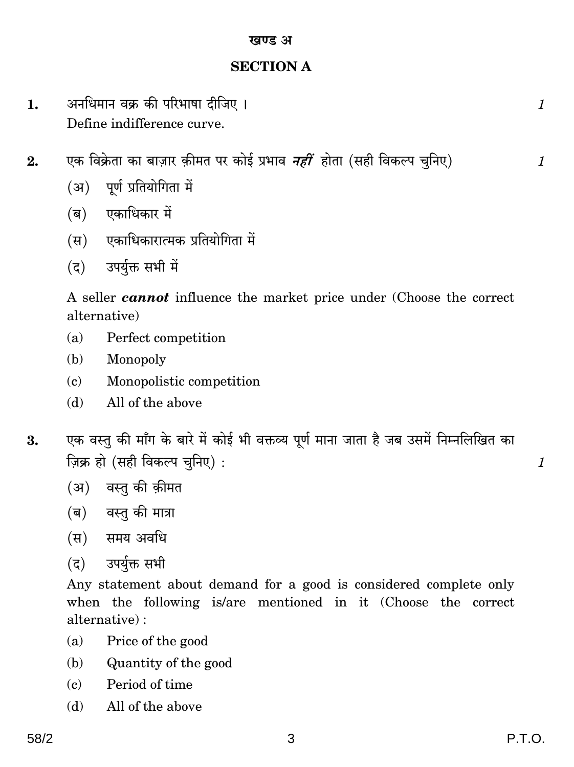## खण्ड अ

## SECTION A

**1.** अनधिमान वक्र की परिभाषा दीजिए । *1*

Define indifference curve.

**2.** एक विक्रेता का बाज़ार क़ीमत पर कोई प्रभाव ***नहीं*** होता (सही विकल्प चुनिए) *1*

(अ) पूर्ण प्रतियोगिता में

(ब) एकाधिकार में

(स) एकाधिकारात्मक प्रतियोगिता में

(द) उपर्युक्त सभी में

A seller ***cannot*** influence the market price under (Choose the correct alternative)

(a) Perfect competition

(b) Monopoly

(c) Monopolistic competition

(d) All of the above

**3.** एक वस्तु की माँग के बारे में कोई भी वक्तव्य पूर्ण माना जाता है जब उसमें निम्नलिखित का ज़िक्र हो (सही विकल्प चुनिए) : *1*

(अ) वस्तु की क़ीमत

(ब) वस्तु की मात्रा

(स) समय अवधि

(द) उपर्युक्त सभी

Any statement about demand for a good is considered complete only when the following is/are mentioned in it (Choose the correct alternative) :

(a) Price of the good

(b) Quantity of the good

(c) Period of time

(d) All of the above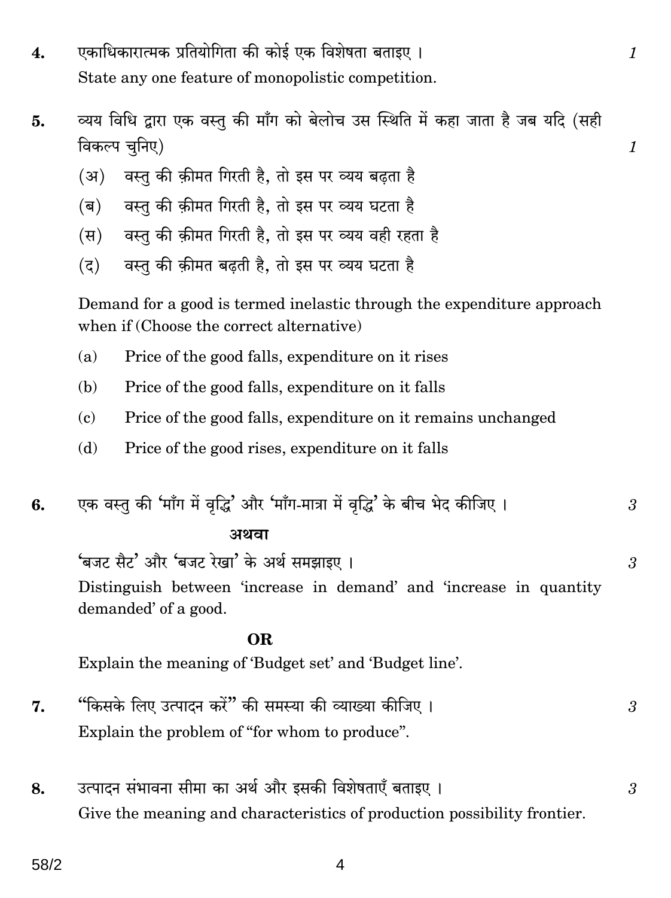4. एकाधिकारात्मक प्रतियोगिता की कोई एक विशेषता बताइए । 1

State any one feature of monopolistic competition.

5. व्यय विधि द्वारा एक वस्तु की माँग को बेलोच उस स्थिति में कहा जाता है जब यदि (सही विकल्प चुनिए) 1

(अ) वस्तु की क़ीमत गिरती है, तो इस पर व्यय बढ़ता है

(ब) वस्तु की क़ीमत गिरती है, तो इस पर व्यय घटता है

(स) वस्तु की क़ीमत गिरती है, तो इस पर व्यय वही रहता है

(द) वस्तु की क़ीमत बढ़ती है, तो इस पर व्यय घटता है

Demand for a good is termed inelastic through the expenditure approach when if (Choose the correct alternative)

(a) Price of the good falls, expenditure on it rises

(b) Price of the good falls, expenditure on it falls

(c) Price of the good falls, expenditure on it remains unchanged

(d) Price of the good rises, expenditure on it falls

6. एक वस्तु की 'माँग में वृद्धि' और 'माँग-मात्रा में वृद्धि' के बीच भेद कीजिए । 3

**अथवा**

'बजट सैट' और 'बजट रेखा' के अर्थ समझाइए । 3

Distinguish between 'increase in demand' and 'increase in quantity demanded' of a good.

**OR**

Explain the meaning of 'Budget set' and 'Budget line'.

7. "किसके लिए उत्पादन करें" की समस्या की व्याख्या कीजिए । 3

Explain the problem of "for whom to produce".

8. उत्पादन संभावना सीमा का अर्थ और इसकी विशेषताएँ बताइए । 3

Give the meaning and characteristics of production possibility frontier.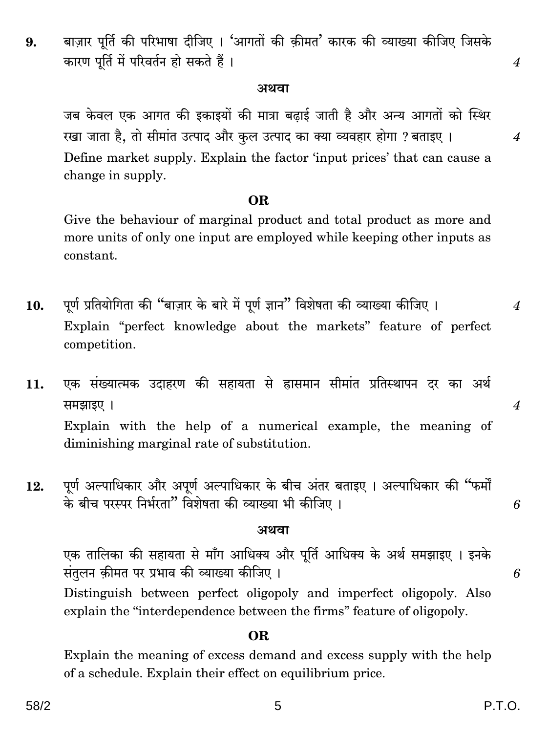**9.** बाज़ार पूर्ति की परिभाषा दीजिए । 'आगतों की क़ीमत' कारक की व्याख्या कीजिए जिसके कारण पूर्ति में परिवर्तन हो सकते हैं । 4

**अथवा**

जब केवल एक आगत की इकाइयों की मात्रा बढ़ाई जाती है और अन्य आगतों को स्थिर रखा जाता है, तो सीमांत उत्पाद और कुल उत्पाद का क्या व्यवहार होगा ? बताइए । 4

Define market supply. Explain the factor 'input prices' that can cause a change in supply.

**OR**

Give the behaviour of marginal product and total product as more and more units of only one input are employed while keeping other inputs as constant.

**10.** पूर्ण प्रतियोगिता की "बाज़ार के बारे में पूर्ण ज्ञान" विशेषता की व्याख्या कीजिए । 4

Explain "perfect knowledge about the markets" feature of perfect competition.

**11.** एक संख्यात्मक उदाहरण की सहायता से ह्रासमान सीमांत प्रतिस्थापन दर का अर्थ समझाइए । 4

Explain with the help of a numerical example, the meaning of diminishing marginal rate of substitution.

**12.** पूर्ण अल्पाधिकार और अपूर्ण अल्पाधिकार के बीच अंतर बताइए । अल्पाधिकार की "फर्मों के बीच परस्पर निर्भरता" विशेषता की व्याख्या भी कीजिए । 6

**अथवा**

एक तालिका की सहायता से माँग आधिक्य और पूर्ति आधिक्य के अर्थ समझाइए । इनके संतुलन क़ीमत पर प्रभाव की व्याख्या कीजिए । 6

Distinguish between perfect oligopoly and imperfect oligopoly. Also explain the "interdependence between the firms" feature of oligopoly.

**OR**

Explain the meaning of excess demand and excess supply with the help of a schedule. Explain their effect on equilibrium price.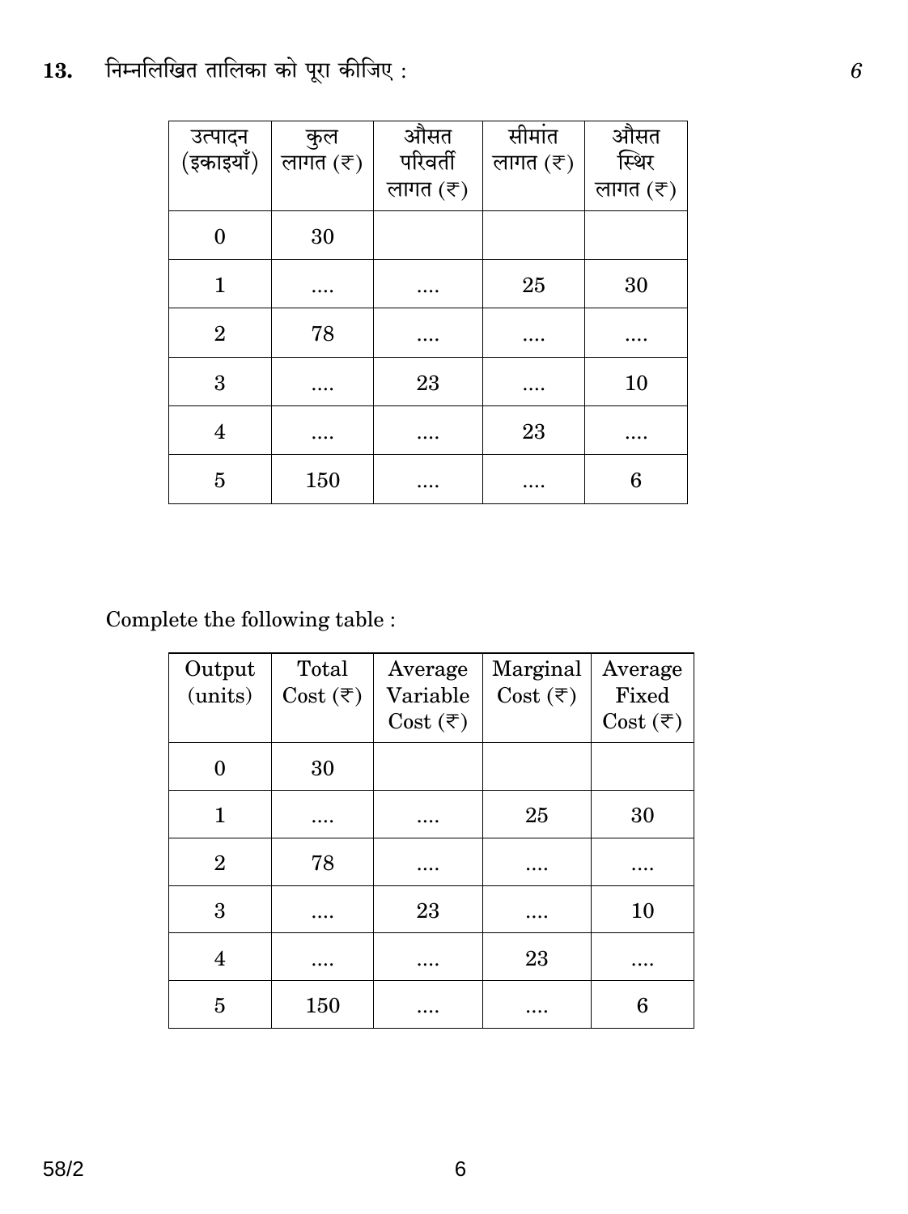**13.** निम्नलिखित तालिका को पूरा कीजिए : *6*

| उत्पादन (इकाइयाँ) | कुल लागत (₹) | औसत परिवर्ती लागत (₹) | सीमांत लागत (₹) | औसत स्थिर लागत (₹) |
|---|---|---|---|---|
| 0 | 30 | | | |
| 1 | .... | .... | 25 | 30 |
| 2 | 78 | .... | .... | .... |
| 3 | .... | 23 | .... | 10 |
| 4 | .... | .... | 23 | .... |
| 5 | 150 | .... | .... | 6 |

Complete the following table :

| Output (units) | Total Cost (₹) | Average Variable Cost (₹) | Marginal Cost (₹) | Average Fixed Cost (₹) |
|---|---|---|---|---|
| 0 | 30 | | | |
| 1 | .... | .... | 25 | 30 |
| 2 | 78 | .... | .... | .... |
| 3 | .... | 23 | .... | 10 |
| 4 | .... | .... | 23 | .... |
| 5 | 150 | .... | .... | 6 |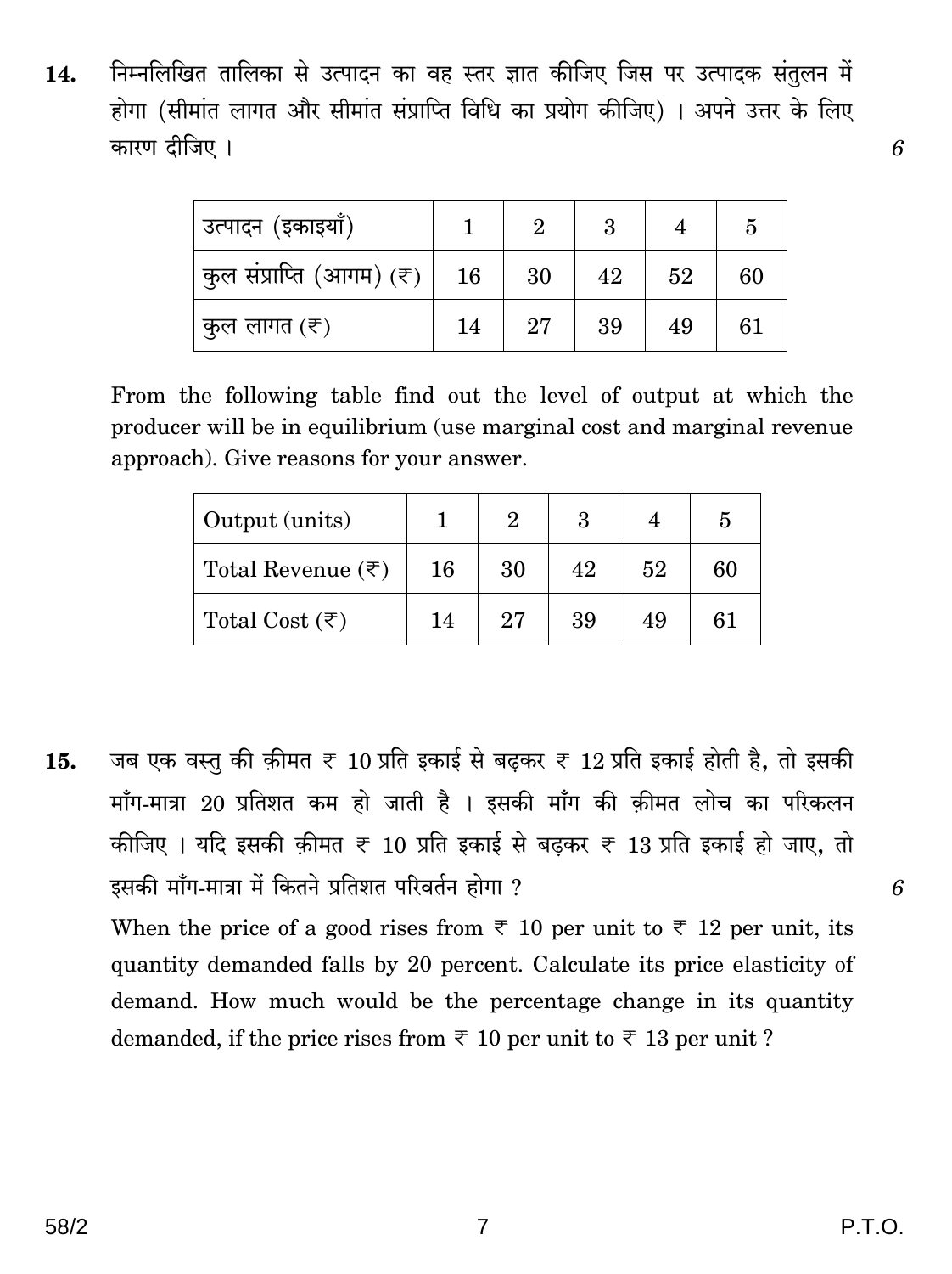14. निम्नलिखित तालिका से उत्पादन का वह स्तर ज्ञात कीजिए जिस पर उत्पादक संतुलन में होगा (सीमांत लागत और सीमांत संप्राप्ति विधि का प्रयोग कीजिए) । अपने उत्तर के लिए कारण दीजिए । *6*

| उत्पादन (इकाइयाँ) | 1 | 2 | 3 | 4 | 5 |
| --- | --- | --- | --- | --- | --- |
| कुल संप्राप्ति (आगम) (₹) | 16 | 30 | 42 | 52 | 60 |
| कुल लागत (₹) | 14 | 27 | 39 | 49 | 61 |

From the following table find out the level of output at which the producer will be in equilibrium (use marginal cost and marginal revenue approach). Give reasons for your answer.

| Output (units) | 1 | 2 | 3 | 4 | 5 |
| --- | --- | --- | --- | --- | --- |
| Total Revenue (₹) | 16 | 30 | 42 | 52 | 60 |
| Total Cost (₹) | 14 | 27 | 39 | 49 | 61 |

15. जब एक वस्तु की क़ीमत ₹ 10 प्रति इकाई से बढ़कर ₹ 12 प्रति इकाई होती है, तो इसकी माँग-मात्रा 20 प्रतिशत कम हो जाती है । इसकी माँग की क़ीमत लोच का परिकलन कीजिए । यदि इसकी क़ीमत ₹ 10 प्रति इकाई से बढ़कर ₹ 13 प्रति इकाई हो जाए, तो इसकी माँग-मात्रा में कितने प्रतिशत परिवर्तन होगा ? *6*

When the price of a good rises from ₹ 10 per unit to ₹ 12 per unit, its quantity demanded falls by 20 percent. Calculate its price elasticity of demand. How much would be the percentage change in its quantity demanded, if the price rises from ₹ 10 per unit to ₹ 13 per unit ?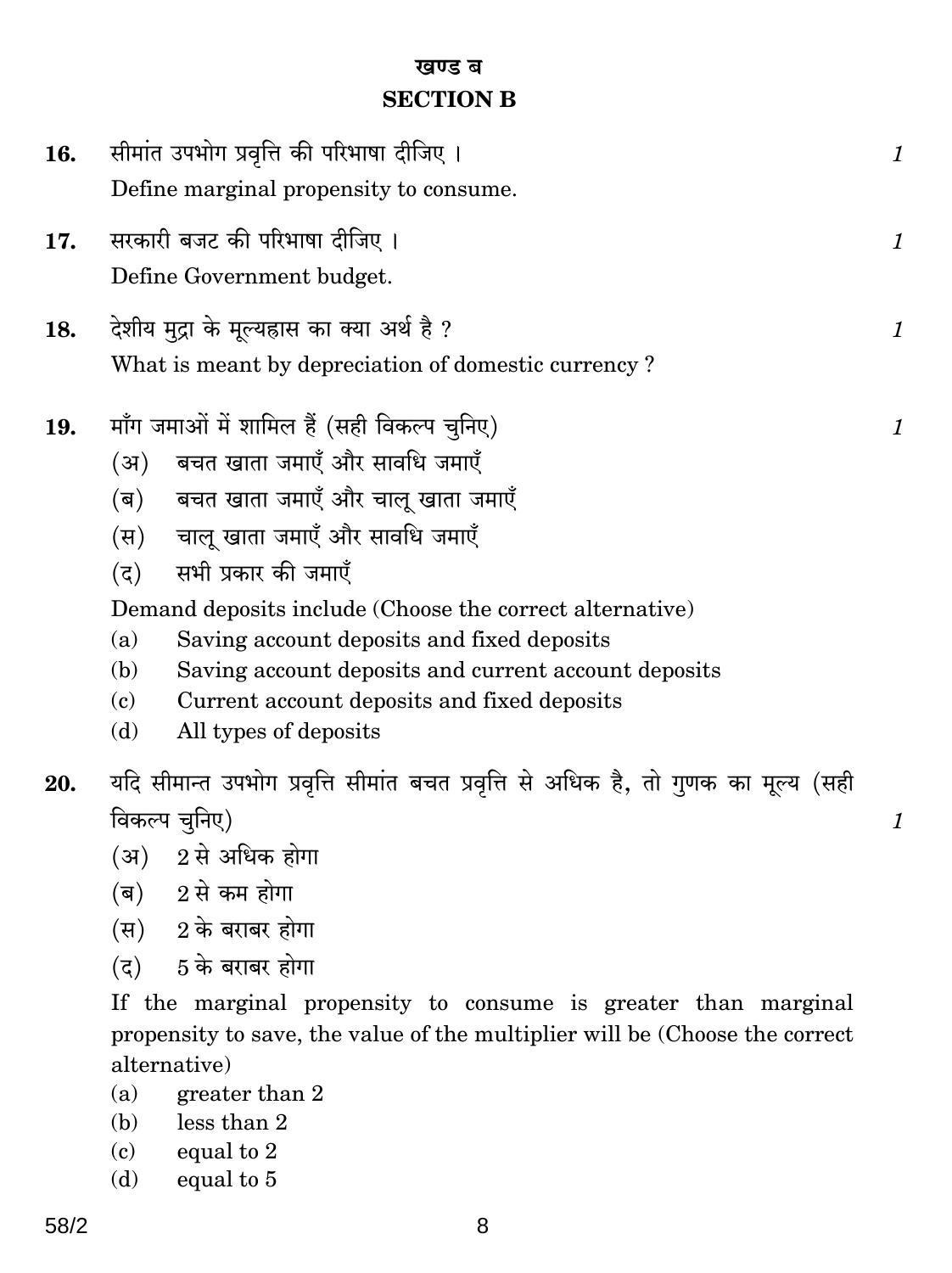## खण्ड ब

## SECTION B

**16.** सीमांत उपभोग प्रवृत्ति की परिभाषा दीजिए । *1*

Define marginal propensity to consume.

**17.** सरकारी बजट की परिभाषा दीजिए । *1*

Define Government budget.

**18.** देशीय मुद्रा के मूल्यह्रास का क्या अर्थ है ? *1*

What is meant by depreciation of domestic currency ?

**19.** माँग जमाओं में शामिल हैं (सही विकल्प चुनिए) *1*

(अ) बचत खाता जमाएँ और सावधि जमाएँ

(ब) बचत खाता जमाएँ और चालू खाता जमाएँ

(स) चालू खाता जमाएँ और सावधि जमाएँ

(द) सभी प्रकार की जमाएँ

Demand deposits include (Choose the correct alternative)

(a) Saving account deposits and fixed deposits

(b) Saving account deposits and current account deposits

(c) Current account deposits and fixed deposits

(d) All types of deposits

**20.** यदि सीमान्त उपभोग प्रवृत्ति सीमांत बचत प्रवृत्ति से अधिक है, तो गुणक का मूल्य (सही विकल्प चुनिए) *1*

(अ) 2 से अधिक होगा

(ब) 2 से कम होगा

(स) 2 के बराबर होगा

(द) 5 के बराबर होगा

If the marginal propensity to consume is greater than marginal propensity to save, the value of the multiplier will be (Choose the correct alternative)

(a) greater than 2

(b) less than 2

(c) equal to 2

(d) equal to 5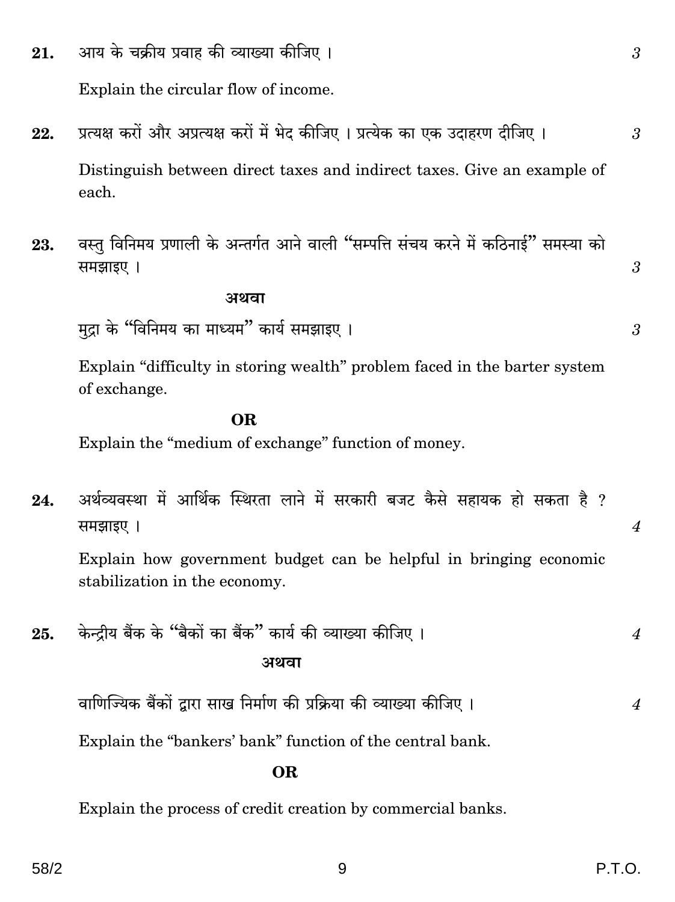21. आय के चक्रीय प्रवाह की व्याख्या कीजिए । 3

Explain the circular flow of income.

22. प्रत्यक्ष करों और अप्रत्यक्ष करों में भेद कीजिए । प्रत्येक का एक उदाहरण दीजिए । 3

Distinguish between direct taxes and indirect taxes. Give an example of each.

23. वस्तु विनिमय प्रणाली के अन्तर्गत आने वाली "सम्पत्ति संचय करने में कठिनाई" समस्या को समझाइए । 3

**अथवा**

मुद्रा के "विनिमय का माध्यम" कार्य समझाइए । 3

Explain "difficulty in storing wealth" problem faced in the barter system of exchange.

**OR**

Explain the "medium of exchange" function of money.

24. अर्थव्यवस्था में आर्थिक स्थिरता लाने में सरकारी बजट कैसे सहायक हो सकता है ? समझाइए । 4

Explain how government budget can be helpful in bringing economic stabilization in the economy.

25. केन्द्रीय बैंक के "बैंकों का बैंक" कार्य की व्याख्या कीजिए । 4

**अथवा**

वाणिज्यिक बैंकों द्वारा साख निर्माण की प्रक्रिया की व्याख्या कीजिए । 4

Explain the "bankers' bank" function of the central bank.

**OR**

Explain the process of credit creation by commercial banks.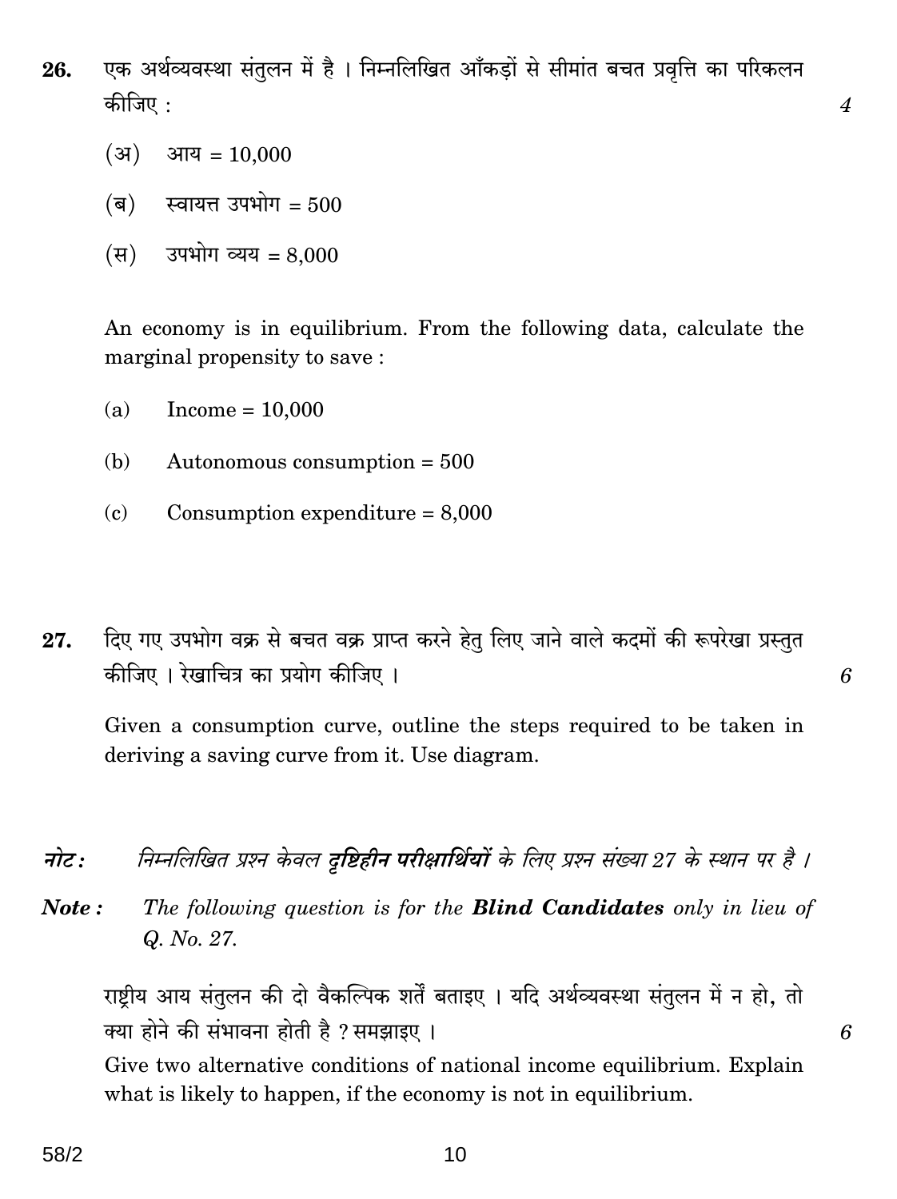**26.** एक अर्थव्यवस्था संतुलन में है । निम्नलिखित आँकड़ों से सीमांत बचत प्रवृत्ति का परिकलन कीजिए : *4*

(अ) आय = 10,000

(ब) स्वायत्त उपभोग = 500

(स) उपभोग व्यय = 8,000

An economy is in equilibrium. From the following data, calculate the marginal propensity to save :

(a) Income = 10,000

(b) Autonomous consumption = 500

(c) Consumption expenditure = 8,000

**27.** दिए गए उपभोग वक्र से बचत वक्र प्राप्त करने हेतु लिए जाने वाले कदमों की रूपरेखा प्रस्तुत कीजिए । रेखाचित्र का प्रयोग कीजिए । *6*

Given a consumption curve, outline the steps required to be taken in deriving a saving curve from it. Use diagram.

***नोट :*** *निम्नलिखित प्रश्न केवल **दृष्टिहीन परीक्षार्थियों** के लिए प्रश्न संख्या 27 के स्थान पर है ।*

***Note :*** *The following question is for the **Blind Candidates** only in lieu of Q. No. 27.*

राष्ट्रीय आय संतुलन की दो वैकल्पिक शर्तें बताइए । यदि अर्थव्यवस्था संतुलन में न हो, तो क्या होने की संभावना होती है ? समझाइए । *6*

Give two alternative conditions of national income equilibrium. Explain what is likely to happen, if the economy is not in equilibrium.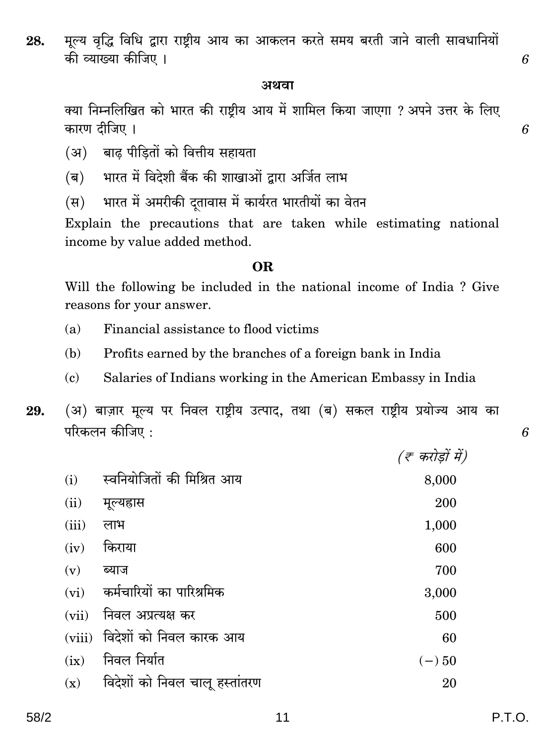28. मूल्य वृद्धि विधि द्वारा राष्ट्रीय आय का आकलन करते समय बरती जाने वाली सावधानियों की व्याख्या कीजिए । 6

**अथवा**

क्या निम्नलिखित को भारत की राष्ट्रीय आय में शामिल किया जाएगा ? अपने उत्तर के लिए कारण दीजिए । 6

(अ) बाढ़ पीड़ितों को वित्तीय सहायता

(ब) भारत में विदेशी बैंक की शाखाओं द्वारा अर्जित लाभ

(स) भारत में अमरीकी दूतावास में कार्यरत भारतीयों का वेतन

Explain the precautions that are taken while estimating national income by value added method.

**OR**

Will the following be included in the national income of India ? Give reasons for your answer.

(a) Financial assistance to flood victims

(b) Profits earned by the branches of a foreign bank in India

(c) Salaries of Indians working in the American Embassy in India

29. (अ) बाज़ार मूल्य पर निवल राष्ट्रीय उत्पाद, तथा (ब) सकल राष्ट्रीय प्रयोज्य आय का परिकलन कीजिए : 6

| | | *(₹ करोड़ों में)* |
|---|---|---|
| (i) | स्वनियोजितों की मिश्रित आय | 8,000 |
| (ii) | मूल्यह्रास | 200 |
| (iii) | लाभ | 1,000 |
| (iv) | किराया | 600 |
| (v) | ब्याज | 700 |
| (vi) | कर्मचारियों का पारिश्रमिक | 3,000 |
| (vii) | निवल अप्रत्यक्ष कर | 500 |
| (viii) | विदेशों को निवल कारक आय | 60 |
| (ix) | निवल निर्यात | (−) 50 |
| (x) | विदेशों को निवल चालू हस्तांतरण | 20 |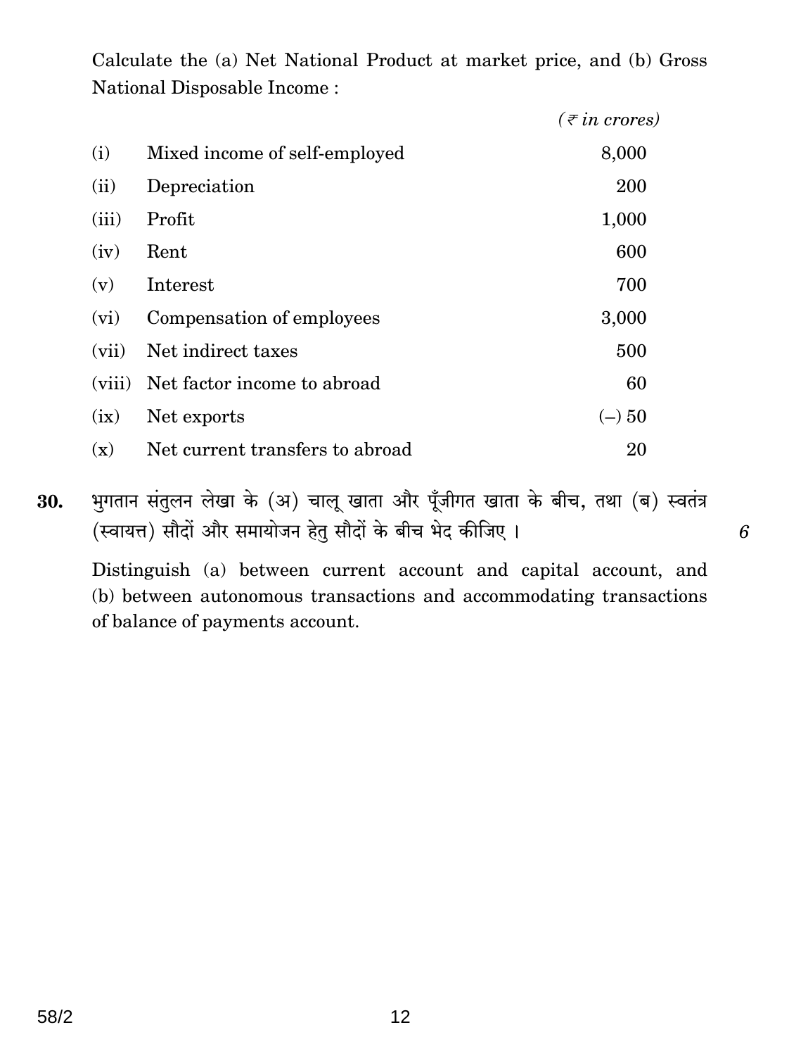Calculate the (a) Net National Product at market price, and (b) Gross National Disposable Income :

| | | (₹ *in crores*) |
|---|---|---|
| (i) | Mixed income of self-employed | 8,000 |
| (ii) | Depreciation | 200 |
| (iii) | Profit | 1,000 |
| (iv) | Rent | 600 |
| (v) | Interest | 700 |
| (vi) | Compensation of employees | 3,000 |
| (vii) | Net indirect taxes | 500 |
| (viii) | Net factor income to abroad | 60 |
| (ix) | Net exports | (–) 50 |
| (x) | Net current transfers to abroad | 20 |

**30.** भुगतान संतुलन लेखा के (अ) चालू खाता और पूँजीगत खाता के बीच, तथा (ब) स्वतंत्र (स्वायत्त) सौदों और समायोजन हेतु सौदों के बीच भेद कीजिए । *6*

Distinguish (a) between current account and capital account, and (b) between autonomous transactions and accommodating transactions of balance of payments account.